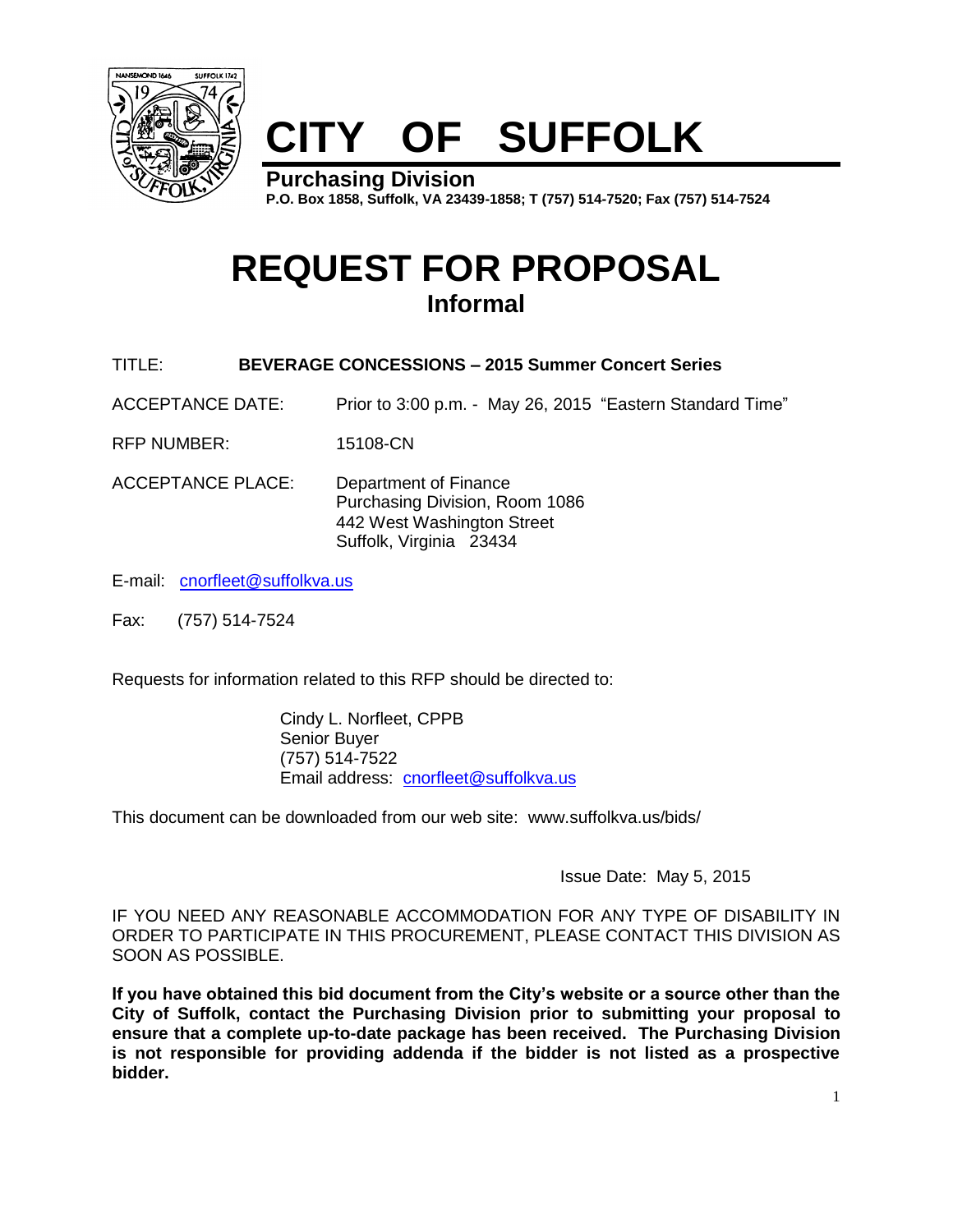# CITY OF SUFFOLK

**Purchasing Division**

**P.O. Box 1858, Suffolk, VA 23439-1858; T (757) 514-7520; Fax (757) 514-7524**

# REQUEST FOR PROPOSAL

## Informal

TITLE: **BEVERAGE CONCESSIONS – 2015 Summer Concert Series**

ACCEPTANCE DATE: Prior to 3:00 p.m. - May 26, 2015 "Eastern Standard Time"

RFP NUMBER: 15108-CN

ACCEPTANCE PLACE: Department of Finance
Purchasing Division, Room 1086
442 West Washington Street
Suffolk, Virginia 23434

E-mail: cnorfleet@suffolkva.us

Fax: (757) 514-7524

Requests for information related to this RFP should be directed to:

Cindy L. Norfleet, CPPB
Senior Buyer
(757) 514-7522
Email address: cnorfleet@suffolkva.us

This document can be downloaded from our web site: www.suffolkva.us/bids/

Issue Date: May 5, 2015

IF YOU NEED ANY REASONABLE ACCOMMODATION FOR ANY TYPE OF DISABILITY IN ORDER TO PARTICIPATE IN THIS PROCUREMENT, PLEASE CONTACT THIS DIVISION AS SOON AS POSSIBLE.

**If you have obtained this bid document from the City's website or a source other than the City of Suffolk, contact the Purchasing Division prior to submitting your proposal to ensure that a complete up-to-date package has been received. The Purchasing Division is not responsible for providing addenda if the bidder is not listed as a prospective bidder.**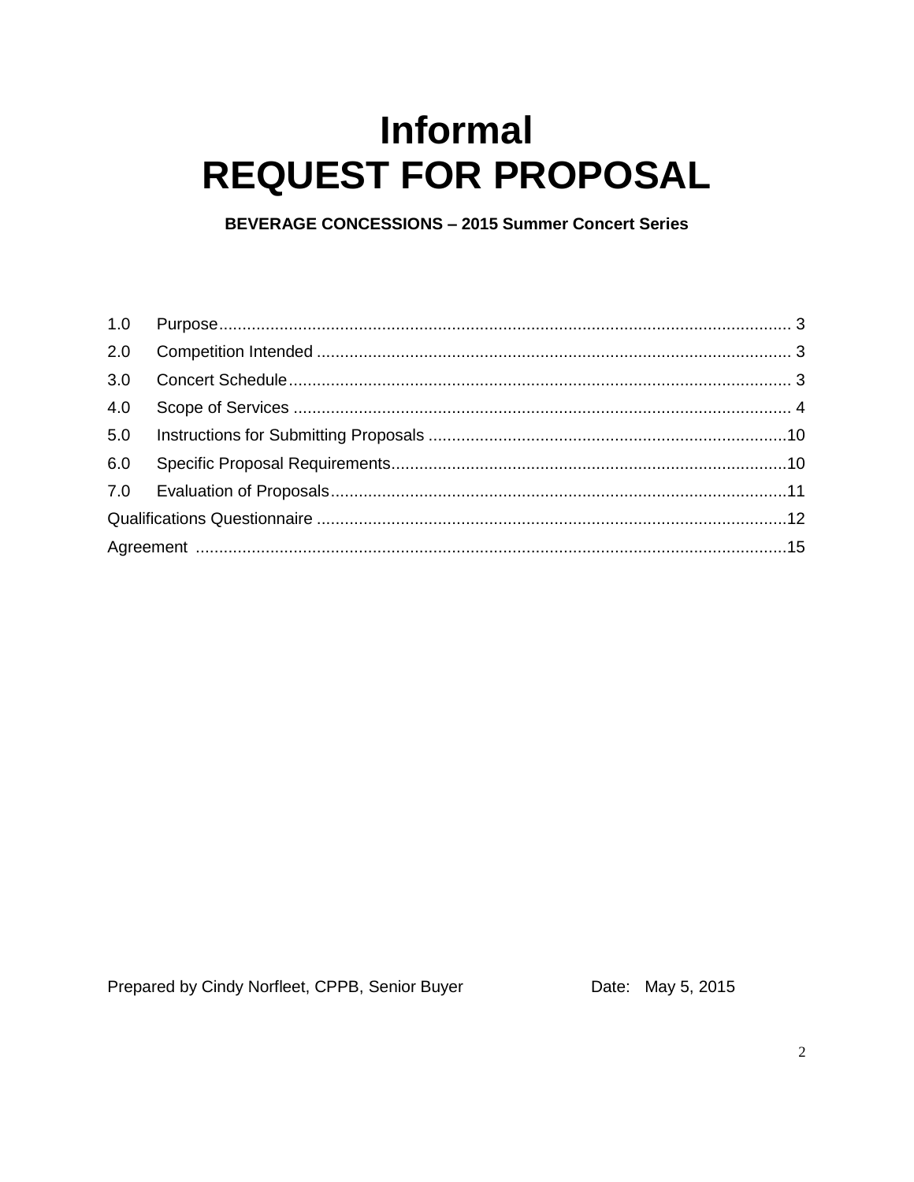# Informal
# REQUEST FOR PROPOSAL

**BEVERAGE CONCESSIONS – 2015 Summer Concert Series**

1.0 Purpose ........................................................................ 3
2.0 Competition Intended ........................................................ 3
3.0 Concert Schedule ............................................................. 3
4.0 Scope of Services ............................................................. 4
5.0 Instructions for Submitting Proposals ................................... 10
6.0 Specific Proposal Requirements .......................................... 10
7.0 Evaluation of Proposals ..................................................... 11
Qualifications Questionnaire ................................................... 12
Agreement .......................................................................... 15

Prepared by Cindy Norfleet, CPPB, Senior Buyer Date: May 5, 2015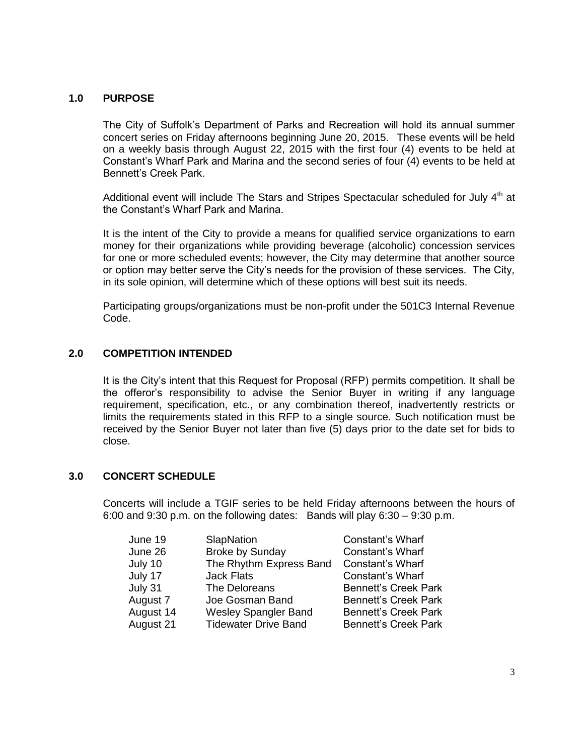## 1.0 PURPOSE

The City of Suffolk's Department of Parks and Recreation will hold its annual summer concert series on Friday afternoons beginning June 20, 2015. These events will be held on a weekly basis through August 22, 2015 with the first four (4) events to be held at Constant's Wharf Park and Marina and the second series of four (4) events to be held at Bennett's Creek Park.

Additional event will include The Stars and Stripes Spectacular scheduled for July 4th at the Constant's Wharf Park and Marina.

It is the intent of the City to provide a means for qualified service organizations to earn money for their organizations while providing beverage (alcoholic) concession services for one or more scheduled events; however, the City may determine that another source or option may better serve the City's needs for the provision of these services. The City, in its sole opinion, will determine which of these options will best suit its needs.

Participating groups/organizations must be non-profit under the 501C3 Internal Revenue Code.

## 2.0 COMPETITION INTENDED

It is the City's intent that this Request for Proposal (RFP) permits competition. It shall be the offeror's responsibility to advise the Senior Buyer in writing if any language requirement, specification, etc., or any combination thereof, inadvertently restricts or limits the requirements stated in this RFP to a single source. Such notification must be received by the Senior Buyer not later than five (5) days prior to the date set for bids to close.

## 3.0 CONCERT SCHEDULE

Concerts will include a TGIF series to be held Friday afternoons between the hours of 6:00 and 9:30 p.m. on the following dates: Bands will play 6:30 – 9:30 p.m.

| | | |
|---|---|---|
| June 19 | SlapNation | Constant's Wharf |
| June 26 | Broke by Sunday | Constant's Wharf |
| July 10 | The Rhythm Express Band | Constant's Wharf |
| July 17 | Jack Flats | Constant's Wharf |
| July 31 | The Deloreans | Bennett's Creek Park |
| August 7 | Joe Gosman Band | Bennett's Creek Park |
| August 14 | Wesley Spangler Band | Bennett's Creek Park |
| August 21 | Tidewater Drive Band | Bennett's Creek Park |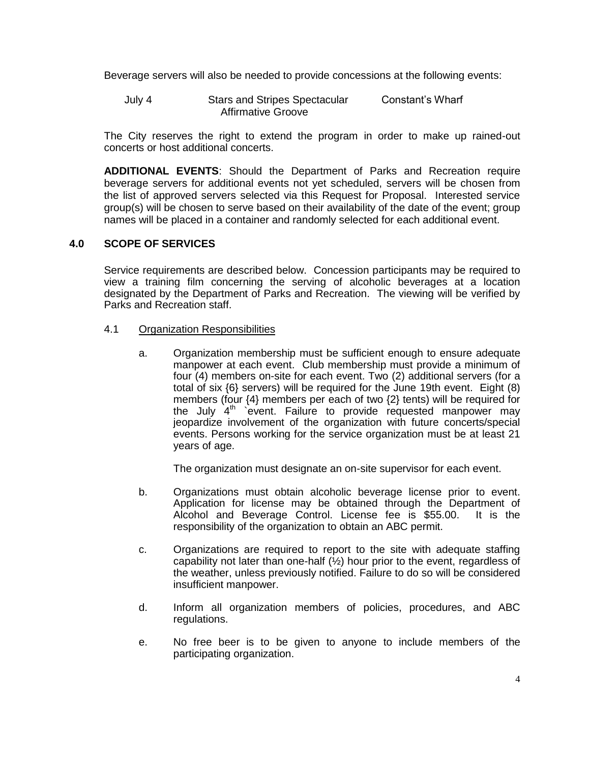Beverage servers will also be needed to provide concessions at the following events:

| July 4 | Stars and Stripes Spectacular<br>Affirmative Groove | Constant's Wharf |
|---|---|---|

The City reserves the right to extend the program in order to make up rained-out concerts or host additional concerts.

**ADDITIONAL EVENTS**: Should the Department of Parks and Recreation require beverage servers for additional events not yet scheduled, servers will be chosen from the list of approved servers selected via this Request for Proposal. Interested service group(s) will be chosen to serve based on their availability of the date of the event; group names will be placed in a container and randomly selected for each additional event.

## 4.0 SCOPE OF SERVICES

Service requirements are described below. Concession participants may be required to view a training film concerning the serving of alcoholic beverages at a location designated by the Department of Parks and Recreation. The viewing will be verified by Parks and Recreation staff.

### 4.1 Organization Responsibilities

a. Organization membership must be sufficient enough to ensure adequate manpower at each event. Club membership must provide a minimum of four (4) members on-site for each event. Two (2) additional servers (for a total of six {6} servers) will be required for the June 19th event. Eight (8) members (four {4} members per each of two {2} tents) will be required for the July 4th `event. Failure to provide requested manpower may jeopardize involvement of the organization with future concerts/special events. Persons working for the service organization must be at least 21 years of age.

   The organization must designate an on-site supervisor for each event.

b. Organizations must obtain alcoholic beverage license prior to event. Application for license may be obtained through the Department of Alcohol and Beverage Control. License fee is $55.00. It is the responsibility of the organization to obtain an ABC permit.

c. Organizations are required to report to the site with adequate staffing capability not later than one-half (½) hour prior to the event, regardless of the weather, unless previously notified. Failure to do so will be considered insufficient manpower.

d. Inform all organization members of policies, procedures, and ABC regulations.

e. No free beer is to be given to anyone to include members of the participating organization.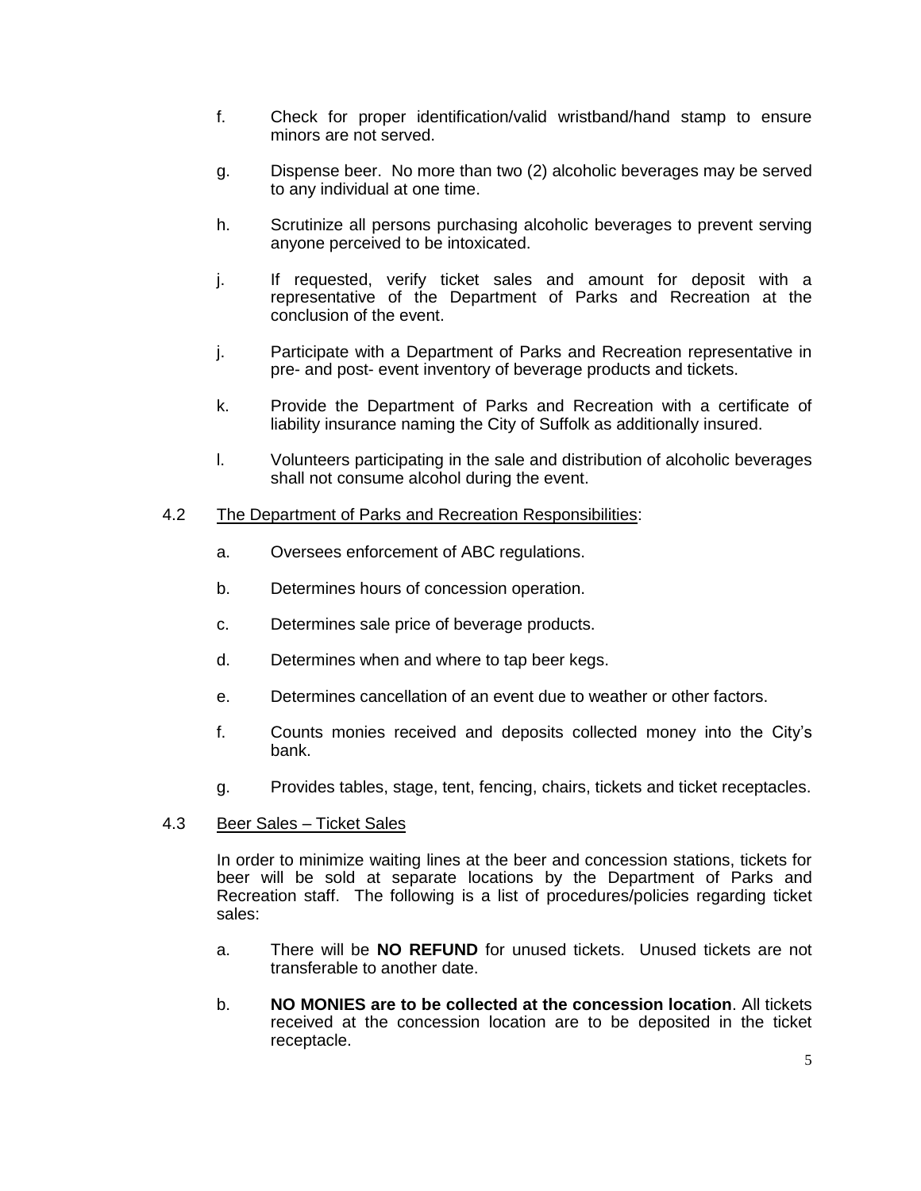f. Check for proper identification/valid wristband/hand stamp to ensure minors are not served.

g. Dispense beer. No more than two (2) alcoholic beverages may be served to any individual at one time.

h. Scrutinize all persons purchasing alcoholic beverages to prevent serving anyone perceived to be intoxicated.

j. If requested, verify ticket sales and amount for deposit with a representative of the Department of Parks and Recreation at the conclusion of the event.

j. Participate with a Department of Parks and Recreation representative in pre- and post- event inventory of beverage products and tickets.

k. Provide the Department of Parks and Recreation with a certificate of liability insurance naming the City of Suffolk as additionally insured.

l. Volunteers participating in the sale and distribution of alcoholic beverages shall not consume alcohol during the event.

4.2 The Department of Parks and Recreation Responsibilities:

a. Oversees enforcement of ABC regulations.

b. Determines hours of concession operation.

c. Determines sale price of beverage products.

d. Determines when and where to tap beer kegs.

e. Determines cancellation of an event due to weather or other factors.

f. Counts monies received and deposits collected money into the City's bank.

g. Provides tables, stage, tent, fencing, chairs, tickets and ticket receptacles.

4.3 Beer Sales – Ticket Sales

In order to minimize waiting lines at the beer and concession stations, tickets for beer will be sold at separate locations by the Department of Parks and Recreation staff. The following is a list of procedures/policies regarding ticket sales:

a. There will be **NO REFUND** for unused tickets. Unused tickets are not transferable to another date.

b. **NO MONIES are to be collected at the concession location**. All tickets received at the concession location are to be deposited in the ticket receptacle.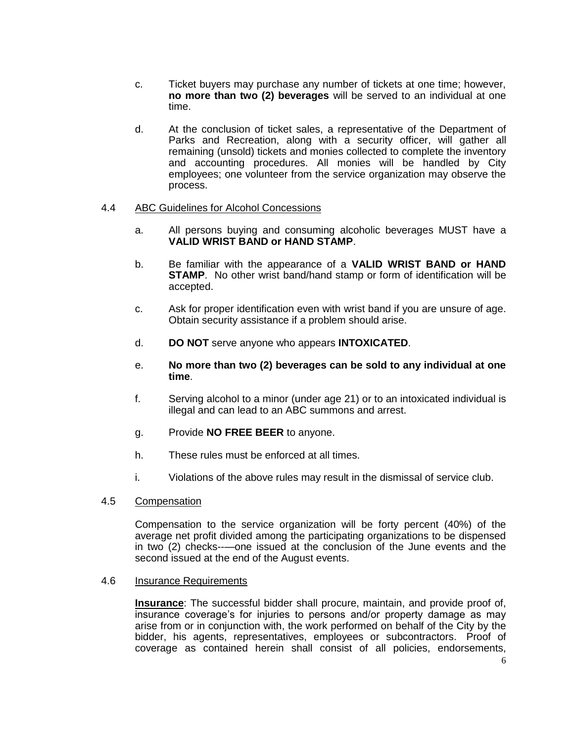c. Ticket buyers may purchase any number of tickets at one time; however, **no more than two (2) beverages** will be served to an individual at one time.

d. At the conclusion of ticket sales, a representative of the Department of Parks and Recreation, along with a security officer, will gather all remaining (unsold) tickets and monies collected to complete the inventory and accounting procedures. All monies will be handled by City employees; one volunteer from the service organization may observe the process.

4.4 <u>ABC Guidelines for Alcohol Concessions</u>

a. All persons buying and consuming alcoholic beverages MUST have a **VALID WRIST BAND or HAND STAMP**.

b. Be familiar with the appearance of a **VALID WRIST BAND or HAND STAMP**. No other wrist band/hand stamp or form of identification will be accepted.

c. Ask for proper identification even with wrist band if you are unsure of age. Obtain security assistance if a problem should arise.

d. **DO NOT** serve anyone who appears **INTOXICATED**.

e. **No more than two (2) beverages can be sold to any individual at one time**.

f. Serving alcohol to a minor (under age 21) or to an intoxicated individual is illegal and can lead to an ABC summons and arrest.

g. Provide **NO FREE BEER** to anyone.

h. These rules must be enforced at all times.

i. Violations of the above rules may result in the dismissal of service club.

4.5 <u>Compensation</u>

Compensation to the service organization will be forty percent (40%) of the average net profit divided among the participating organizations to be dispensed in two (2) checks--—one issued at the conclusion of the June events and the second issued at the end of the August events.

4.6 <u>Insurance Requirements</u>

**<u>Insurance</u>**: The successful bidder shall procure, maintain, and provide proof of, insurance coverage's for injuries to persons and/or property damage as may arise from or in conjunction with, the work performed on behalf of the City by the bidder, his agents, representatives, employees or subcontractors. Proof of coverage as contained herein shall consist of all policies, endorsements,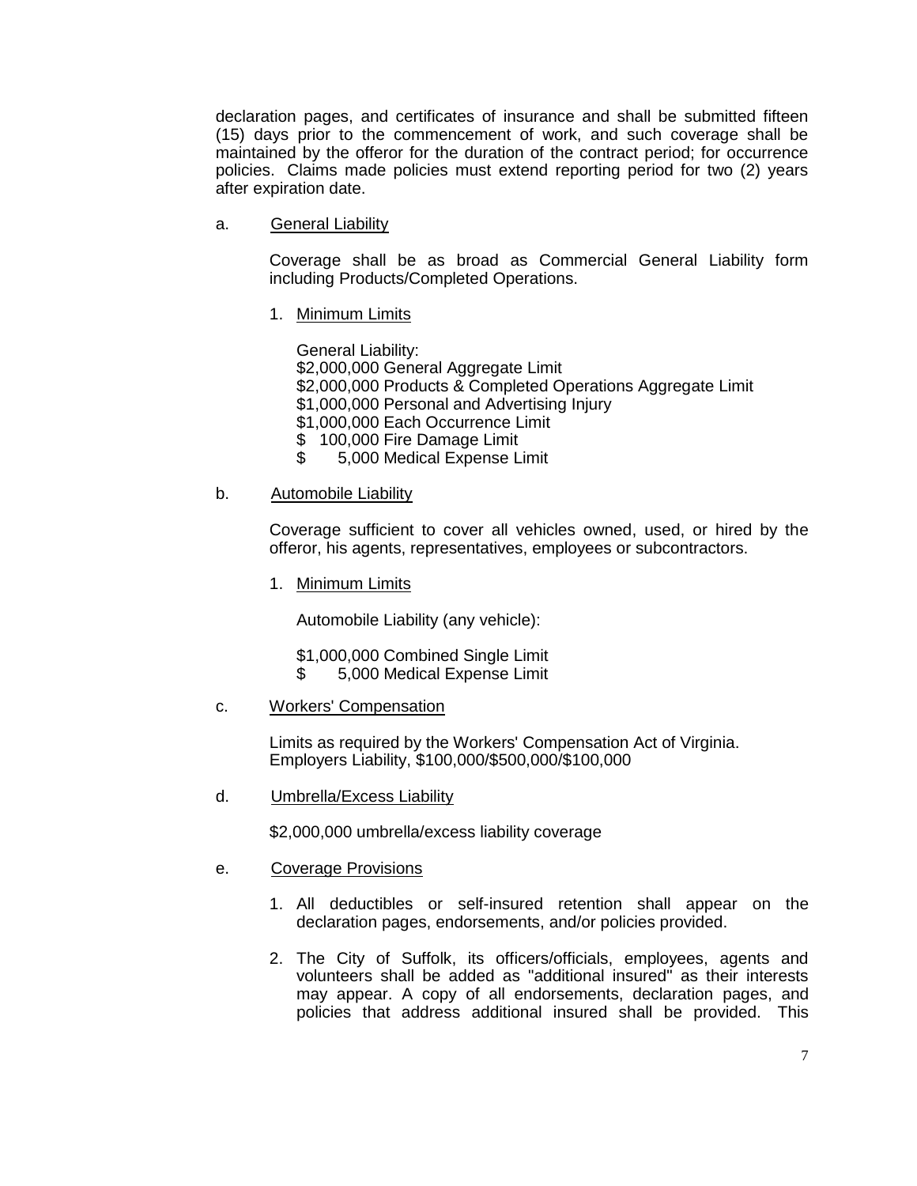declaration pages, and certificates of insurance and shall be submitted fifteen (15) days prior to the commencement of work, and such coverage shall be maintained by the offeror for the duration of the contract period; for occurrence policies. Claims made policies must extend reporting period for two (2) years after expiration date.

a. <u>General Liability</u>

Coverage shall be as broad as Commercial General Liability form including Products/Completed Operations.

1. <u>Minimum Limits</u>

   General Liability:
   $2,000,000 General Aggregate Limit
   $2,000,000 Products & Completed Operations Aggregate Limit
   $1,000,000 Personal and Advertising Injury
   $1,000,000 Each Occurrence Limit
   $ 100,000 Fire Damage Limit
   $ 5,000 Medical Expense Limit

b. <u>Automobile Liability</u>

Coverage sufficient to cover all vehicles owned, used, or hired by the offeror, his agents, representatives, employees or subcontractors.

1. <u>Minimum Limits</u>

   Automobile Liability (any vehicle):

   $1,000,000 Combined Single Limit
   $ 5,000 Medical Expense Limit

c. <u>Workers' Compensation</u>

Limits as required by the Workers' Compensation Act of Virginia.
Employers Liability, $100,000/$500,000/$100,000

d. <u>Umbrella/Excess Liability</u>

$2,000,000 umbrella/excess liability coverage

e. <u>Coverage Provisions</u>

1. All deductibles or self-insured retention shall appear on the declaration pages, endorsements, and/or policies provided.

2. The City of Suffolk, its officers/officials, employees, agents and volunteers shall be added as "additional insured" as their interests may appear. A copy of all endorsements, declaration pages, and policies that address additional insured shall be provided. This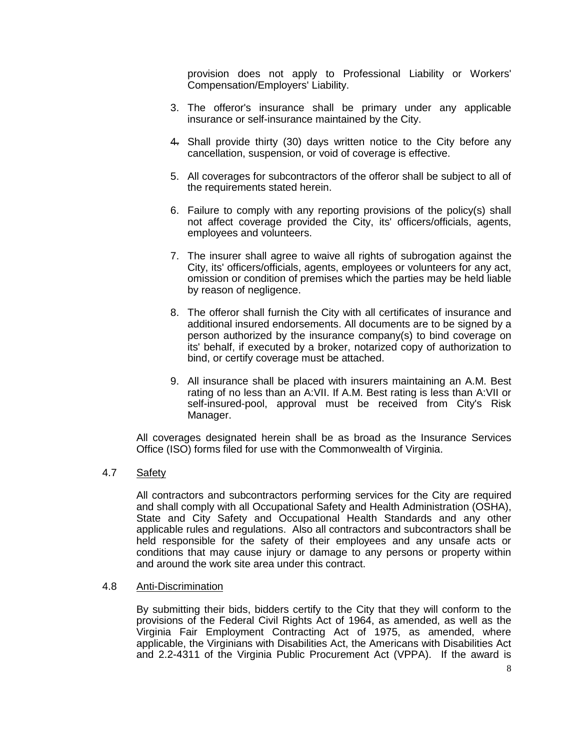provision does not apply to Professional Liability or Workers' Compensation/Employers' Liability.

3. The offeror's insurance shall be primary under any applicable insurance or self-insurance maintained by the City.
4. Shall provide thirty (30) days written notice to the City before any cancellation, suspension, or void of coverage is effective.
5. All coverages for subcontractors of the offeror shall be subject to all of the requirements stated herein.
6. Failure to comply with any reporting provisions of the policy(s) shall not affect coverage provided the City, its' officers/officials, agents, employees and volunteers.
7. The insurer shall agree to waive all rights of subrogation against the City, its' officers/officials, agents, employees or volunteers for any act, omission or condition of premises which the parties may be held liable by reason of negligence.
8. The offeror shall furnish the City with all certificates of insurance and additional insured endorsements. All documents are to be signed by a person authorized by the insurance company(s) to bind coverage on its' behalf, if executed by a broker, notarized copy of authorization to bind, or certify coverage must be attached.
9. All insurance shall be placed with insurers maintaining an A.M. Best rating of no less than an A:VII. If A.M. Best rating is less than A:VII or self-insured-pool, approval must be received from City's Risk Manager.

All coverages designated herein shall be as broad as the Insurance Services Office (ISO) forms filed for use with the Commonwealth of Virginia.

### 4.7 Safety

All contractors and subcontractors performing services for the City are required and shall comply with all Occupational Safety and Health Administration (OSHA), State and City Safety and Occupational Health Standards and any other applicable rules and regulations. Also all contractors and subcontractors shall be held responsible for the safety of their employees and any unsafe acts or conditions that may cause injury or damage to any persons or property within and around the work site area under this contract.

### 4.8 Anti-Discrimination

By submitting their bids, bidders certify to the City that they will conform to the provisions of the Federal Civil Rights Act of 1964, as amended, as well as the Virginia Fair Employment Contracting Act of 1975, as amended, where applicable, the Virginians with Disabilities Act, the Americans with Disabilities Act and 2.2-4311 of the Virginia Public Procurement Act (VPPA). If the award is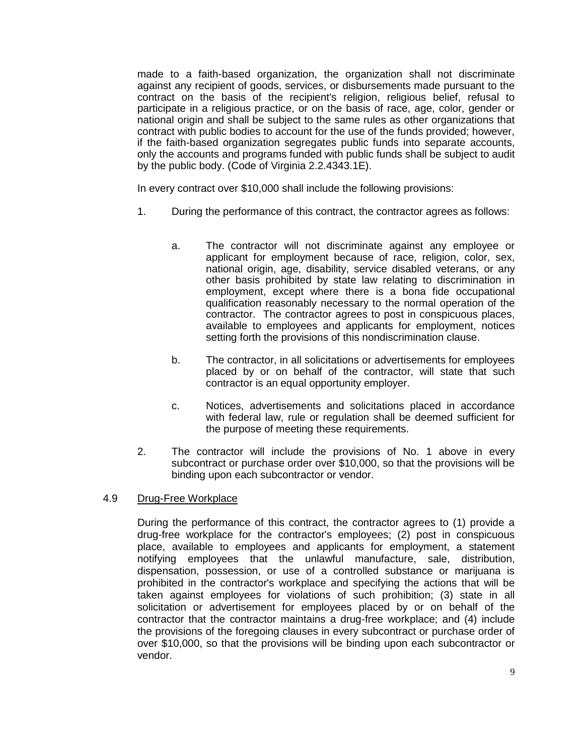made to a faith-based organization, the organization shall not discriminate against any recipient of goods, services, or disbursements made pursuant to the contract on the basis of the recipient's religion, religious belief, refusal to participate in a religious practice, or on the basis of race, age, color, gender or national origin and shall be subject to the same rules as other organizations that contract with public bodies to account for the use of the funds provided; however, if the faith-based organization segregates public funds into separate accounts, only the accounts and programs funded with public funds shall be subject to audit by the public body. (Code of Virginia 2.2.4343.1E).

In every contract over $10,000 shall include the following provisions:

1. During the performance of this contract, the contractor agrees as follows:

   a. The contractor will not discriminate against any employee or applicant for employment because of race, religion, color, sex, national origin, age, disability, service disabled veterans, or any other basis prohibited by state law relating to discrimination in employment, except where there is a bona fide occupational qualification reasonably necessary to the normal operation of the contractor. The contractor agrees to post in conspicuous places, available to employees and applicants for employment, notices setting forth the provisions of this nondiscrimination clause.

   b. The contractor, in all solicitations or advertisements for employees placed by or on behalf of the contractor, will state that such contractor is an equal opportunity employer.

   c. Notices, advertisements and solicitations placed in accordance with federal law, rule or regulation shall be deemed sufficient for the purpose of meeting these requirements.

2. The contractor will include the provisions of No. 1 above in every subcontract or purchase order over $10,000, so that the provisions will be binding upon each subcontractor or vendor.

### 4.9 Drug-Free Workplace

During the performance of this contract, the contractor agrees to (1) provide a drug-free workplace for the contractor's employees; (2) post in conspicuous place, available to employees and applicants for employment, a statement notifying employees that the unlawful manufacture, sale, distribution, dispensation, possession, or use of a controlled substance or marijuana is prohibited in the contractor's workplace and specifying the actions that will be taken against employees for violations of such prohibition; (3) state in all solicitation or advertisement for employees placed by or on behalf of the contractor that the contractor maintains a drug-free workplace; and (4) include the provisions of the foregoing clauses in every subcontract or purchase order of over $10,000, so that the provisions will be binding upon each subcontractor or vendor.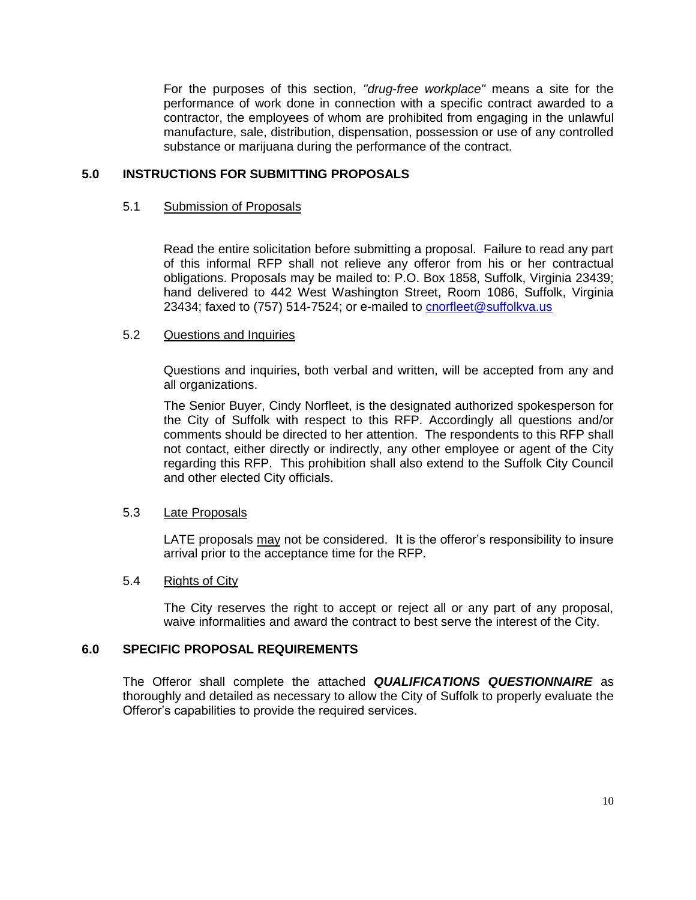For the purposes of this section, *"drug-free workplace"* means a site for the performance of work done in connection with a specific contract awarded to a contractor, the employees of whom are prohibited from engaging in the unlawful manufacture, sale, distribution, dispensation, possession or use of any controlled substance or marijuana during the performance of the contract.

## 5.0 INSTRUCTIONS FOR SUBMITTING PROPOSALS

### 5.1 Submission of Proposals

Read the entire solicitation before submitting a proposal. Failure to read any part of this informal RFP shall not relieve any offeror from his or her contractual obligations. Proposals may be mailed to: P.O. Box 1858, Suffolk, Virginia 23439; hand delivered to 442 West Washington Street, Room 1086, Suffolk, Virginia 23434; faxed to (757) 514-7524; or e-mailed to cnorfleet@suffolkva.us

### 5.2 Questions and Inquiries

Questions and inquiries, both verbal and written, will be accepted from any and all organizations.

The Senior Buyer, Cindy Norfleet, is the designated authorized spokesperson for the City of Suffolk with respect to this RFP. Accordingly all questions and/or comments should be directed to her attention. The respondents to this RFP shall not contact, either directly or indirectly, any other employee or agent of the City regarding this RFP. This prohibition shall also extend to the Suffolk City Council and other elected City officials.

### 5.3 Late Proposals

LATE proposals may not be considered. It is the offeror's responsibility to insure arrival prior to the acceptance time for the RFP.

### 5.4 Rights of City

The City reserves the right to accept or reject all or any part of any proposal, waive informalities and award the contract to best serve the interest of the City.

## 6.0 SPECIFIC PROPOSAL REQUIREMENTS

The Offeror shall complete the attached ***QUALIFICATIONS QUESTIONNAIRE*** as thoroughly and detailed as necessary to allow the City of Suffolk to properly evaluate the Offeror's capabilities to provide the required services.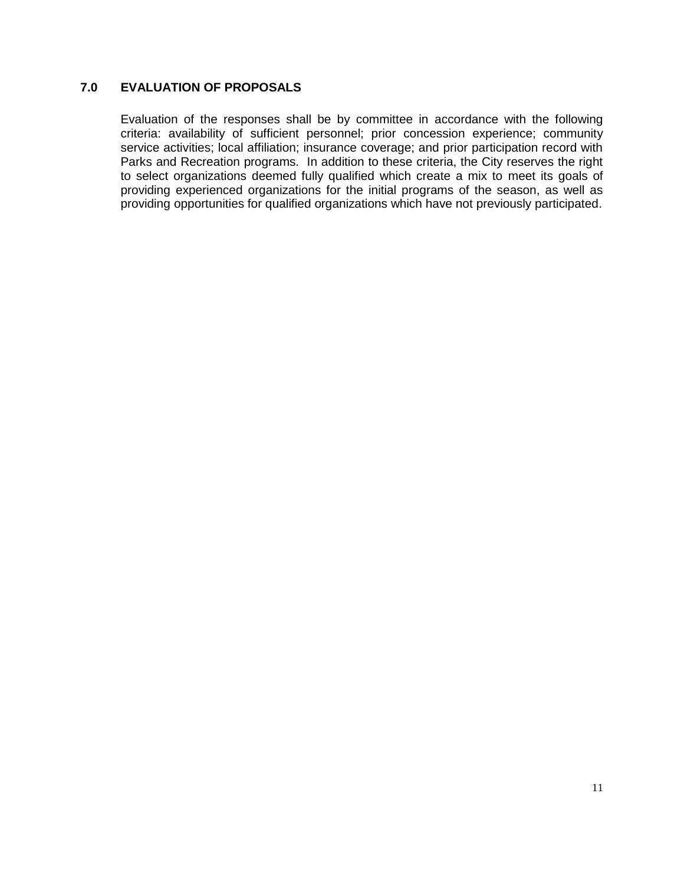## 7.0 EVALUATION OF PROPOSALS

Evaluation of the responses shall be by committee in accordance with the following criteria: availability of sufficient personnel; prior concession experience; community service activities; local affiliation; insurance coverage; and prior participation record with Parks and Recreation programs. In addition to these criteria, the City reserves the right to select organizations deemed fully qualified which create a mix to meet its goals of providing experienced organizations for the initial programs of the season, as well as providing opportunities for qualified organizations which have not previously participated.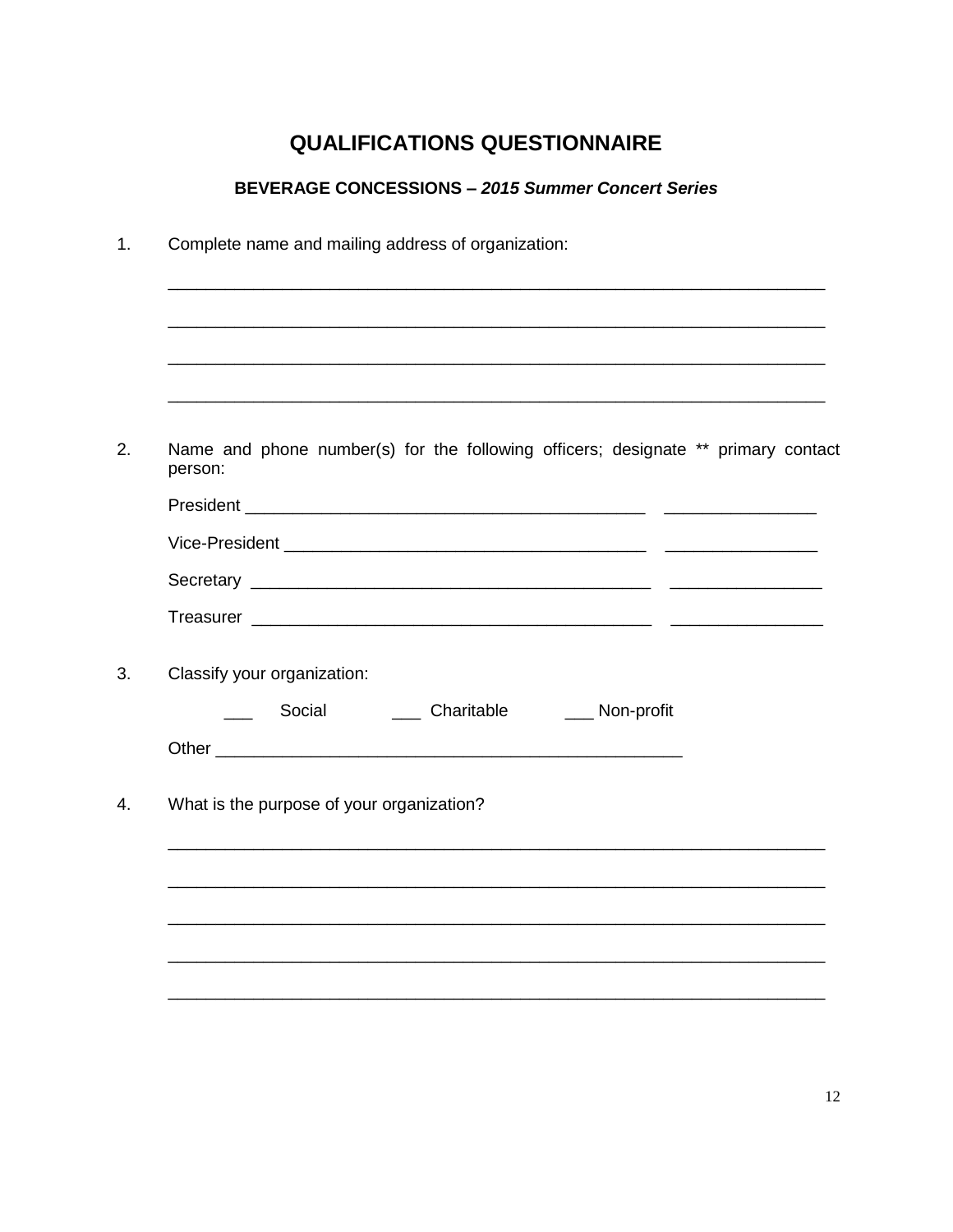# QUALIFICATIONS QUESTIONNAIRE

## BEVERAGE CONCESSIONS – *2015 Summer Concert Series*

1. Complete name and mailing address of organization:

   ______________________________________________________________________

   ______________________________________________________________________

   ______________________________________________________________________

   ______________________________________________________________________

2. Name and phone number(s) for the following officers; designate ** primary contact person:

   President ___________________________________________ ________________

   Vice-President _______________________________________ ________________

   Secretary ___________________________________________ ________________

   Treasurer ___________________________________________ ________________

3. Classify your organization:

   ___ Social ___ Charitable ___ Non-profit

   Other ___________________________________________________

4. What is the purpose of your organization?

   ______________________________________________________________________

   ______________________________________________________________________

   ______________________________________________________________________

   ______________________________________________________________________

   ______________________________________________________________________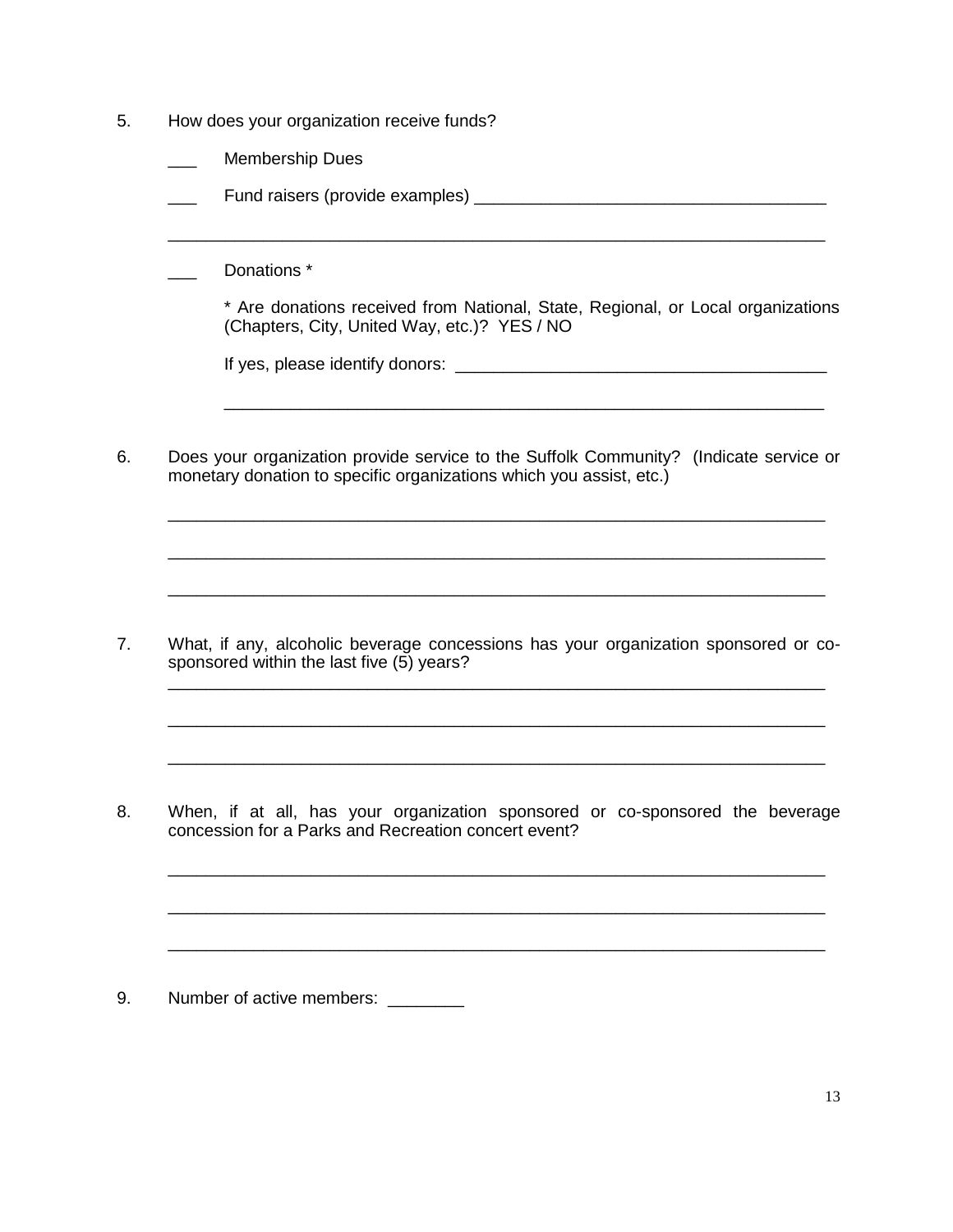5. How does your organization receive funds?

   ___ Membership Dues

   ___ Fund raisers (provide examples) ____________________________________

   ______________________________________________________________________

   ___ Donations *

   * Are donations received from National, State, Regional, or Local organizations (Chapters, City, United Way, etc.)? YES / NO

   If yes, please identify donors: ________________________________________

   ______________________________________________________________________

6. Does your organization provide service to the Suffolk Community? (Indicate service or monetary donation to specific organizations which you assist, etc.)

   ______________________________________________________________________

   ______________________________________________________________________

   ______________________________________________________________________

7. What, if any, alcoholic beverage concessions has your organization sponsored or co-sponsored within the last five (5) years?

   ______________________________________________________________________

   ______________________________________________________________________

   ______________________________________________________________________

8. When, if at all, has your organization sponsored or co-sponsored the beverage concession for a Parks and Recreation concert event?

   ______________________________________________________________________

   ______________________________________________________________________

   ______________________________________________________________________

9. Number of active members: ________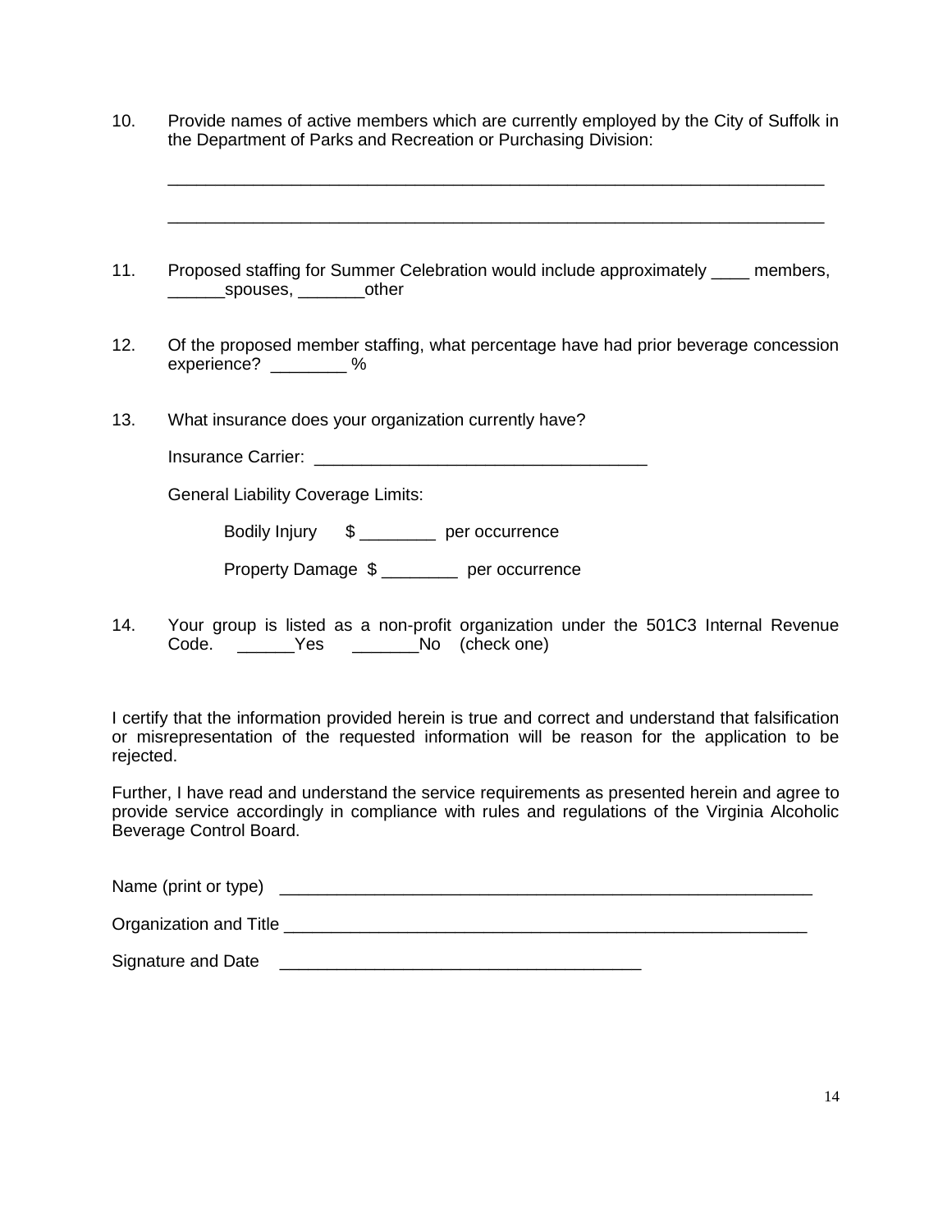10. Provide names of active members which are currently employed by the City of Suffolk in the Department of Parks and Recreation or Purchasing Division:

    ______________________________________________________________________

    ______________________________________________________________________

11. Proposed staffing for Summer Celebration would include approximately ____ members, ______spouses, _______other

12. Of the proposed member staffing, what percentage have had prior beverage concession experience? ________ %

13. What insurance does your organization currently have?

    Insurance Carrier: ___________________________________

    General Liability Coverage Limits:

    Bodily Injury $ ________ per occurrence

    Property Damage $ ________ per occurrence

14. Your group is listed as a non-profit organization under the 501C3 Internal Revenue Code. ______Yes _______No (check one)

I certify that the information provided herein is true and correct and understand that falsification or misrepresentation of the requested information will be reason for the application to be rejected.

Further, I have read and understand the service requirements as presented herein and agree to provide service accordingly in compliance with rules and regulations of the Virginia Alcoholic Beverage Control Board.

Name (print or type) __________________________________________________________

Organization and Title _________________________________________________________

Signature and Date ______________________________________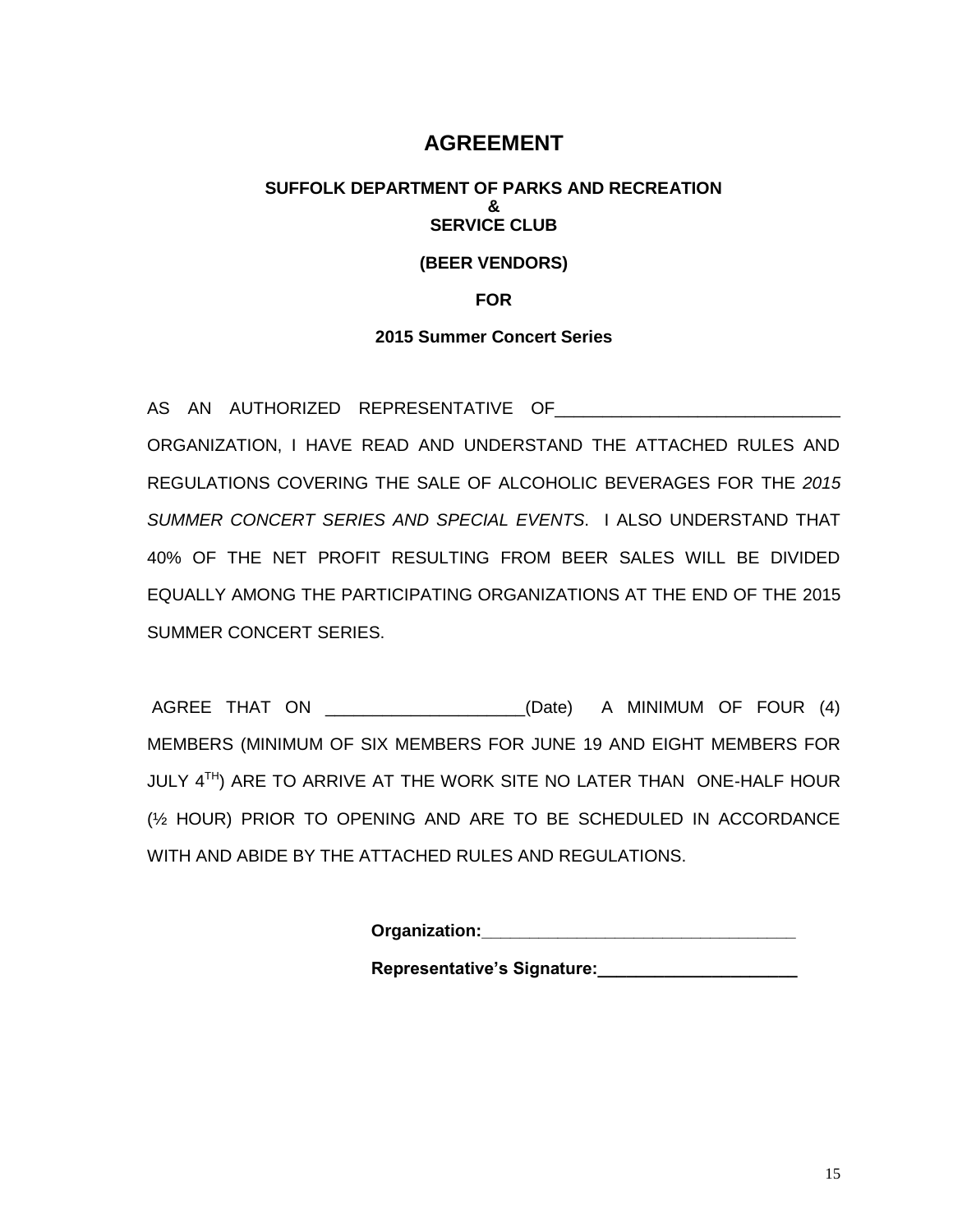# AGREEMENT

**SUFFOLK DEPARTMENT OF PARKS AND RECREATION**
**&**
**SERVICE CLUB**

**(BEER VENDORS)**

**FOR**

**2015 Summer Concert Series**

AS AN AUTHORIZED REPRESENTATIVE OF______________________________ ORGANIZATION, I HAVE READ AND UNDERSTAND THE ATTACHED RULES AND REGULATIONS COVERING THE SALE OF ALCOHOLIC BEVERAGES FOR THE *2015 SUMMER CONCERT SERIES AND SPECIAL EVENTS*. I ALSO UNDERSTAND THAT 40% OF THE NET PROFIT RESULTING FROM BEER SALES WILL BE DIVIDED EQUALLY AMONG THE PARTICIPATING ORGANIZATIONS AT THE END OF THE 2015 SUMMER CONCERT SERIES.

AGREE THAT ON ____________________(Date) A MINIMUM OF FOUR (4) MEMBERS (MINIMUM OF SIX MEMBERS FOR JUNE 19 AND EIGHT MEMBERS FOR JULY 4TH) ARE TO ARRIVE AT THE WORK SITE NO LATER THAN ONE-HALF HOUR (½ HOUR) PRIOR TO OPENING AND ARE TO BE SCHEDULED IN ACCORDANCE WITH AND ABIDE BY THE ATTACHED RULES AND REGULATIONS.

**Organization:**__________________________________

**Representative's Signature:**_____________________